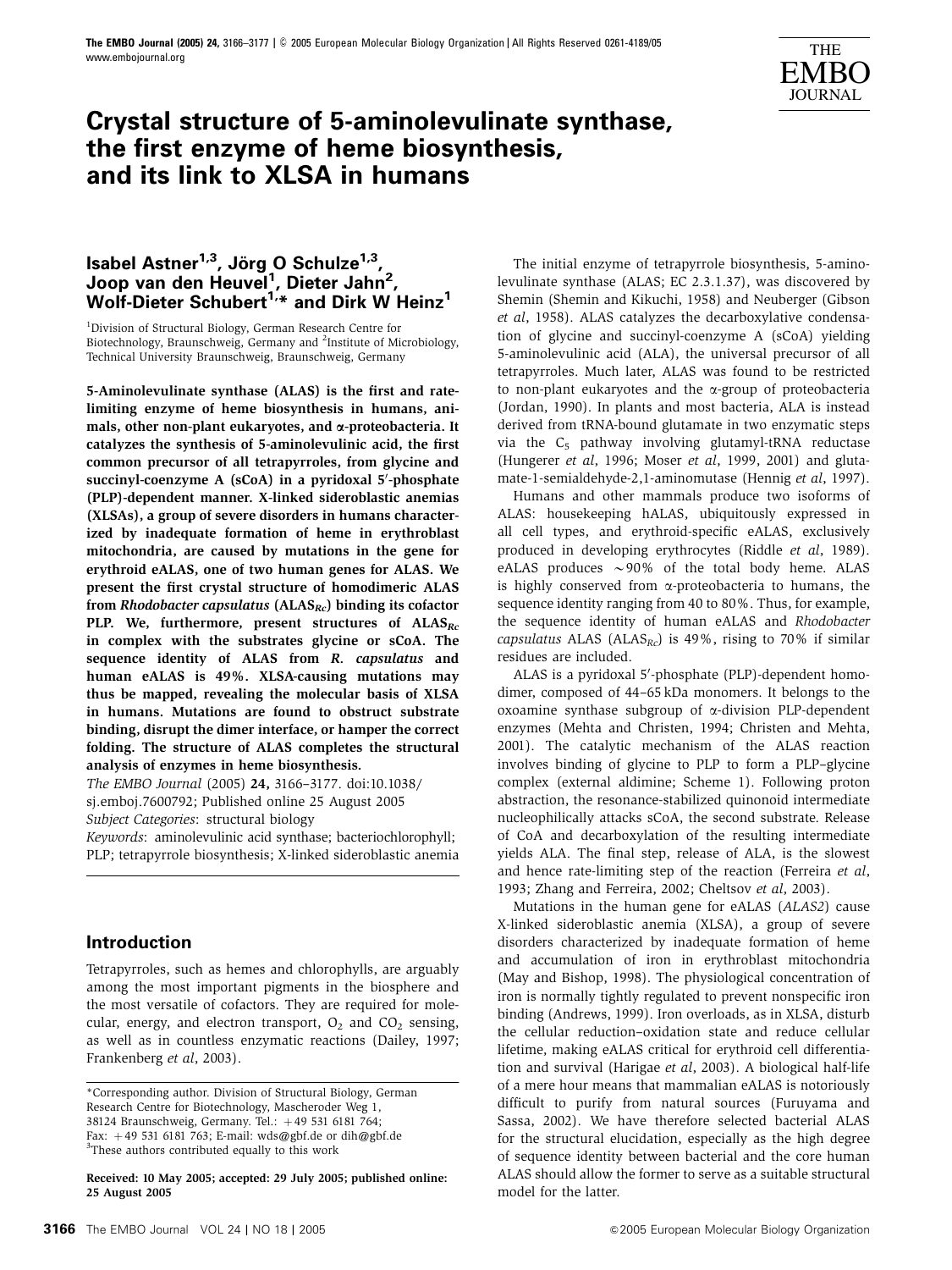# Crystal structure of 5-aminolevulinate synthase, the first enzyme of heme biosynthesis, and its link to XLSA in humans

**Isabel Astner[1,3], Jörg O Schulze[1,3], Joop van den Heuvel[1], Dieter Jahn[2], Wolf-Dieter Schubert[1,*] and Dirk W Heinz[1]**

[1]Division of Structural Biology, German Research Centre for Biotechnology, Braunschweig, Germany and [2]Institute of Microbiology, Technical University Braunschweig, Braunschweig, Germany

**5-Aminolevulinate synthase (ALAS) is the first and rate-limiting enzyme of heme biosynthesis in humans, animals, other non-plant eukaryotes, and α-proteobacteria. It catalyzes the synthesis of 5-aminolevulinic acid, the first common precursor of all tetrapyrroles, from glycine and succinyl-coenzyme A (sCoA) in a pyridoxal 5′-phosphate (PLP)-dependent manner. X-linked sideroblastic anemias (XLSAs), a group of severe disorders in humans characterized by inadequate formation of heme in erythroblast mitochondria, are caused by mutations in the gene for erythroid eALAS, one of two human genes for ALAS. We present the first crystal structure of homodimeric ALAS from *Rhodobacter capsulatus* ($ALAS_{Rc}$) binding its cofactor PLP. We, furthermore, present structures of $ALAS_{Rc}$ in complex with the substrates glycine or sCoA. The sequence identity of ALAS from *R. capsulatus* and human eALAS is 49%. XLSA-causing mutations may thus be mapped, revealing the molecular basis of XLSA in humans. Mutations are found to obstruct substrate binding, disrupt the dimer interface, or hamper the correct folding. The structure of ALAS completes the structural analysis of enzymes in heme biosynthesis.**

*The EMBO Journal* (2005) **24,** 3166–3177. doi:10.1038/sj.emboj.7600792; Published online 25 August 2005

*Subject Categories*: structural biology

*Keywords*: aminolevulinic acid synthase; bacteriochlorophyll; PLP; tetrapyrrole biosynthesis; X-linked sideroblastic anemia

## Introduction

Tetrapyrroles, such as hemes and chlorophylls, are arguably among the most important pigments in the biosphere and the most versatile of cofactors. They are required for molecular, energy, and electron transport, $O_2$ and $CO_2$ sensing, as well as in countless enzymatic reactions (Dailey, 1997; Frankenberg *et al*, 2003).

The initial enzyme of tetrapyrrole biosynthesis, 5-aminolevulinate synthase (ALAS; EC 2.3.1.37), was discovered by Shemin (Shemin and Kikuchi, 1958) and Neuberger (Gibson *et al*, 1958). ALAS catalyzes the decarboxylative condensation of glycine and succinyl-coenzyme A (sCoA) yielding 5-aminolevulinic acid (ALA), the universal precursor of all tetrapyrroles. Much later, ALAS was found to be restricted to non-plant eukaryotes and the α-group of proteobacteria (Jordan, 1990). In plants and most bacteria, ALA is instead derived from tRNA-bound glutamate in two enzymatic steps via the $C_5$ pathway involving glutamyl-tRNA reductase (Hungerer *et al*, 1996; Moser *et al*, 1999, 2001) and glutamate-1-semialdehyde-2,1-aminomutase (Hennig *et al*, 1997).

Humans and other mammals produce two isoforms of ALAS: housekeeping hALAS, ubiquitously expressed in all cell types, and erythroid-specific eALAS, exclusively produced in developing erythrocytes (Riddle *et al*, 1989). eALAS produces ∼90% of the total body heme. ALAS is highly conserved from α-proteobacteria to humans, the sequence identity ranging from 40 to 80%. Thus, for example, the sequence identity of human eALAS and *Rhodobacter capsulatus* ALAS ($ALAS_{Rc}$) is 49%, rising to 70% if similar residues are included.

ALAS is a pyridoxal 5′-phosphate (PLP)-dependent homodimer, composed of 44–65 kDa monomers. It belongs to the oxoamine synthase subgroup of α-division PLP-dependent enzymes (Mehta and Christen, 1994; Christen and Mehta, 2001). The catalytic mechanism of the ALAS reaction involves binding of glycine to PLP to form a PLP–glycine complex (external aldimine; Scheme 1). Following proton abstraction, the resonance-stabilized quinonoid intermediate nucleophilically attacks sCoA, the second substrate. Release of CoA and decarboxylation of the resulting intermediate yields ALA. The final step, release of ALA, is the slowest and hence rate-limiting step of the reaction (Ferreira *et al*, 1993; Zhang and Ferreira, 2002; Cheltsov *et al*, 2003).

Mutations in the human gene for eALAS (*ALAS2*) cause X-linked sideroblastic anemia (XLSA), a group of severe disorders characterized by inadequate formation of heme and accumulation of iron in erythroblast mitochondria (May and Bishop, 1998). The physiological concentration of iron is normally tightly regulated to prevent nonspecific iron binding (Andrews, 1999). Iron overloads, as in XLSA, disturb the cellular reduction–oxidation state and reduce cellular lifetime, making eALAS critical for erythroid cell differentiation and survival (Harigae *et al*, 2003). A biological half-life of a mere hour means that mammalian eALAS is notoriously difficult to purify from natural sources (Furuyama and Sassa, 2002). We have therefore selected bacterial ALAS for the structural elucidation, especially as the high degree of sequence identity between bacterial and the core human ALAS should allow the former to serve as a suitable structural model for the latter.

*Corresponding author. Division of Structural Biology, German Research Centre for Biotechnology, Mascheroder Weg 1, 38124 Braunschweig, Germany. Tel.: +49 531 6181 764; Fax: +49 531 6181 763; E-mail: wds@gbf.de or dih@gbf.de
[3]These authors contributed equally to this work

**Received: 10 May 2005; accepted: 29 July 2005; published online: 25 August 2005**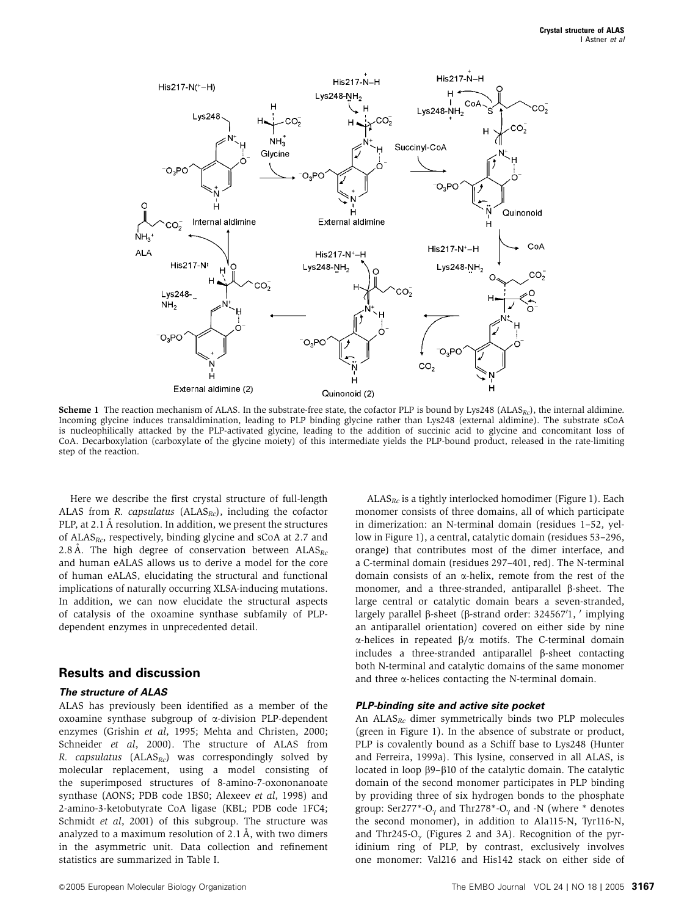**Scheme 1** The reaction mechanism of ALAS. In the substrate-free state, the cofactor PLP is bound by Lys248 ($ALAS_{Rc}$), the internal aldimine. Incoming glycine induces transaldimination, leading to PLP binding glycine rather than Lys248 (external aldimine). The substrate sCoA is nucleophilically attacked by the PLP-activated glycine, leading to the addition of succinic acid to glycine and concomitant loss of CoA. Decarboxylation (carboxylate of the glycine moiety) of this intermediate yields the PLP-bound product, released in the rate-limiting step of the reaction.

Here we describe the first crystal structure of full-length ALAS from *R. capsulatus* ($ALAS_{Rc}$), including the cofactor PLP, at 2.1 Å resolution. In addition, we present the structures of $ALAS_{Rc}$, respectively, binding glycine and sCoA at 2.7 and 2.8 Å. The high degree of conservation between $ALAS_{Rc}$ and human eALAS allows us to derive a model for the core of human eALAS, elucidating the structural and functional implications of naturally occurring XLSA-inducing mutations. In addition, we can now elucidate the structural aspects of catalysis of the oxoamine synthase subfamily of PLP-dependent enzymes in unprecedented detail.

## Results and discussion

### The structure of ALAS

ALAS has previously been identified as a member of the oxoamine synthase subgroup of α-division PLP-dependent enzymes (Grishin *et al*, 1995; Mehta and Christen, 2000; Schneider *et al*, 2000). The structure of ALAS from *R. capsulatus* ($ALAS_{Rc}$) was correspondingly solved by molecular replacement, using a model consisting of the superimposed structures of 8-amino-7-oxononanoate synthase (AONS; PDB code 1BS0; Alexeev *et al*, 1998) and 2-amino-3-ketobutyrate CoA ligase (KBL; PDB code 1FC4; Schmidt *et al*, 2001) of this subgroup. The structure was analyzed to a maximum resolution of 2.1 Å, with two dimers in the asymmetric unit. Data collection and refinement statistics are summarized in Table I.

$ALAS_{Rc}$ is a tightly interlocked homodimer (Figure 1). Each monomer consists of three domains, all of which participate in dimerization: an N-terminal domain (residues 1–52, yellow in Figure 1), a central, catalytic domain (residues 53–296, orange) that contributes most of the dimer interface, and a C-terminal domain (residues 297–401, red). The N-terminal domain consists of an α-helix, remote from the rest of the monomer, and a three-stranded, antiparallel β-sheet. The large central or catalytic domain bears a seven-stranded, largely parallel β-sheet (β-strand order: 324567′1, ′ implying an antiparallel orientation) covered on either side by nine α-helices in repeated β/α motifs. The C-terminal domain includes a three-stranded antiparallel β-sheet contacting both N-terminal and catalytic domains of the same monomer and three α-helices contacting the N-terminal domain.

### PLP-binding site and active site pocket

An $ALAS_{Rc}$ dimer symmetrically binds two PLP molecules (green in Figure 1). In the absence of substrate or product, PLP is covalently bound as a Schiff base to Lys248 (Hunter and Ferreira, 1999a). This lysine, conserved in all ALAS, is located in loop β9–β10 of the catalytic domain. The catalytic domain of the second monomer participates in PLP binding by providing three of six hydrogen bonds to the phosphate group: Ser277*-$O_\gamma$ and Thr278*-$O_\gamma$ and -N (where * denotes the second monomer), in addition to Ala115-N, Tyr116-N, and Thr245-$O_\gamma$ (Figures 2 and 3A). Recognition of the pyridinium ring of PLP, by contrast, exclusively involves one monomer: Val216 and His142 stack on either side of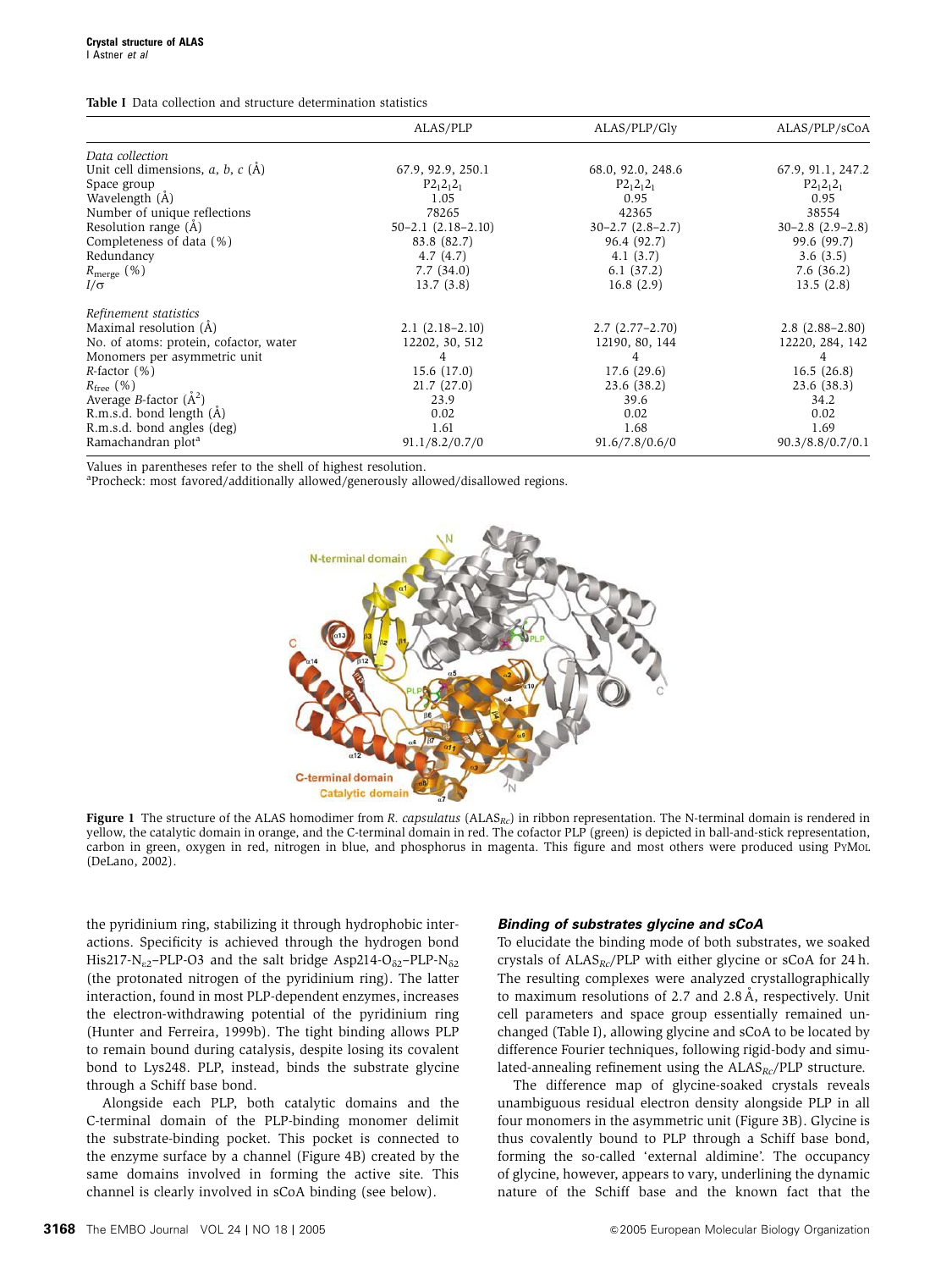**Table I** Data collection and structure determination statistics

| | ALAS/PLP | ALAS/PLP/Gly | ALAS/PLP/sCoA |
|---|---|---|---|
| *Data collection* | | | |
| Unit cell dimensions, *a*, *b*, *c* (Å) | 67.9, 92.9, 250.1 | 68.0, 92.0, 248.6 | 67.9, 91.1, 247.2 |
| Space group | $P2_12_12_1$ | $P2_12_12_1$ | $P2_12_12_1$ |
| Wavelength (Å) | 1.05 | 0.95 | 0.95 |
| Number of unique reflections | 78265 | 42365 | 38554 |
| Resolution range (Å) | 50–2.1 (2.18–2.10) | 30–2.7 (2.8–2.7) | 30–2.8 (2.9–2.8) |
| Completeness of data (%) | 83.8 (82.7) | 96.4 (92.7) | 99.6 (99.7) |
| Redundancy | 4.7 (4.7) | 4.1 (3.7) | 3.6 (3.5) |
| $R_{merge}$ (%) | 7.7 (34.0) | 6.1 (37.2) | 7.6 (36.2) |
| $I/\sigma$ | 13.7 (3.8) | 16.8 (2.9) | 13.5 (2.8) |
| *Refinement statistics* | | | |
| Maximal resolution (Å) | 2.1 (2.18–2.10) | 2.7 (2.77–2.70) | 2.8 (2.88–2.80) |
| No. of atoms: protein, cofactor, water | 12202, 30, 512 | 12190, 80, 144 | 12220, 284, 142 |
| Monomers per asymmetric unit | 4 | 4 | 4 |
| *R*-factor (%) | 15.6 (17.0) | 17.6 (29.6) | 16.5 (26.8) |
| $R_{free}$ (%) | 21.7 (27.0) | 23.6 (38.2) | 23.6 (38.3) |
| Average *B*-factor (Å$^2$) | 23.9 | 39.6 | 34.2 |
| R.m.s.d. bond length (Å) | 0.02 | 0.02 | 0.02 |
| R.m.s.d. bond angles (deg) | 1.61 | 1.68 | 1.69 |
| Ramachandran plot[a] | 91.1/8.2/0.7/0 | 91.6/7.8/0.6/0 | 90.3/8.8/0.7/0.1 |

Values in parentheses refer to the shell of highest resolution.
[a]Procheck: most favored/additionally allowed/generously allowed/disallowed regions.

**Figure 1** The structure of the ALAS homodimer from *R. capsulatus* ($ALAS_{Rc}$) in ribbon representation. The N-terminal domain is rendered in yellow, the catalytic domain in orange, and the C-terminal domain in red. The cofactor PLP (green) is depicted in ball-and-stick representation, carbon in green, oxygen in red, nitrogen in blue, and phosphorus in magenta. This figure and most others were produced using PyMOL (DeLano, 2002).

the pyridinium ring, stabilizing it through hydrophobic interactions. Specificity is achieved through the hydrogen bond His217-$N_{\varepsilon 2}$–PLP-O3 and the salt bridge Asp214-$O_{\delta 2}$–PLP-$N_{\delta 2}$ (the protonated nitrogen of the pyridinium ring). The latter interaction, found in most PLP-dependent enzymes, increases the electron-withdrawing potential of the pyridinium ring (Hunter and Ferreira, 1999b). The tight binding allows PLP to remain bound during catalysis, despite losing its covalent bond to Lys248. PLP, instead, binds the substrate glycine through a Schiff base bond.

Alongside each PLP, both catalytic domains and the C-terminal domain of the PLP-binding monomer delimit the substrate-binding pocket. This pocket is connected to the enzyme surface by a channel (Figure 4B) created by the same domains involved in forming the active site. This channel is clearly involved in sCoA binding (see below).

### Binding of substrates glycine and sCoA

To elucidate the binding mode of both substrates, we soaked crystals of $ALAS_{Rc}$/PLP with either glycine or sCoA for 24 h. The resulting complexes were analyzed crystallographically to maximum resolutions of 2.7 and 2.8 Å, respectively. Unit cell parameters and space group essentially remained unchanged (Table I), allowing glycine and sCoA to be located by difference Fourier techniques, following rigid-body and simulated-annealing refinement using the $ALAS_{Rc}$/PLP structure.

The difference map of glycine-soaked crystals reveals unambiguous residual electron density alongside PLP in all four monomers in the asymmetric unit (Figure 3B). Glycine is thus covalently bound to PLP through a Schiff base bond, forming the so-called 'external aldimine'. The occupancy of glycine, however, appears to vary, underlining the dynamic nature of the Schiff base and the known fact that the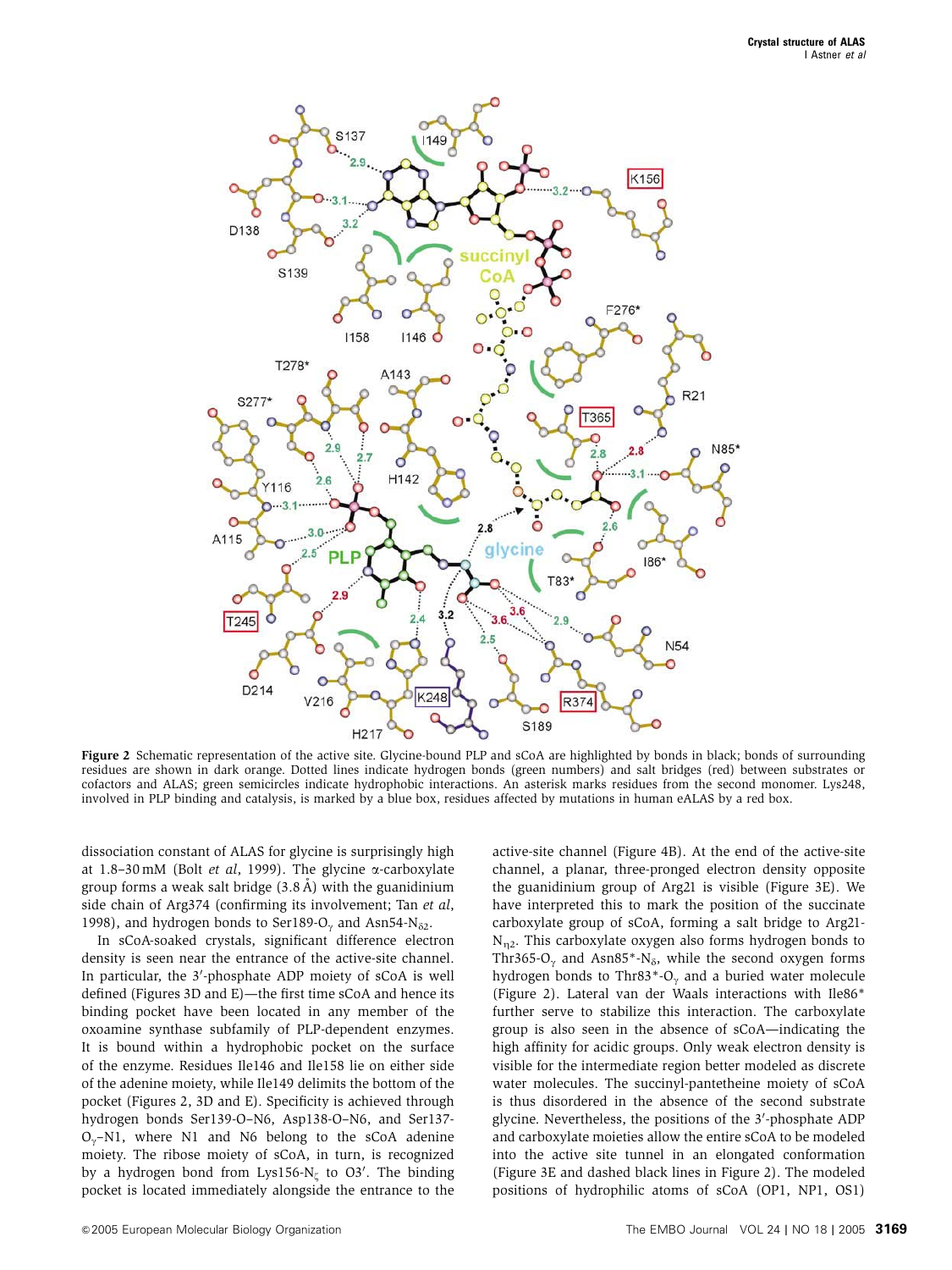**Figure 2** Schematic representation of the active site. Glycine-bound PLP and sCoA are highlighted by bonds in black; bonds of surrounding residues are shown in dark orange. Dotted lines indicate hydrogen bonds (green numbers) and salt bridges (red) between substrates or cofactors and ALAS; green semicircles indicate hydrophobic interactions. An asterisk marks residues from the second monomer. Lys248, involved in PLP binding and catalysis, is marked by a blue box, residues affected by mutations in human eALAS by a red box.

dissociation constant of ALAS for glycine is surprisingly high at 1.8–30 mM (Bolt *et al*, 1999). The glycine α-carboxylate group forms a weak salt bridge (3.8 Å) with the guanidinium side chain of Arg374 (confirming its involvement; Tan *et al*, 1998), and hydrogen bonds to Ser189-$O_\gamma$ and Asn54-$N_{\delta 2}$.

In sCoA-soaked crystals, significant difference electron density is seen near the entrance of the active-site channel. In particular, the 3′-phosphate ADP moiety of sCoA is well defined (Figures 3D and E)—the first time sCoA and hence its binding pocket have been located in any member of the oxoamine synthase subfamily of PLP-dependent enzymes. It is bound within a hydrophobic pocket on the surface of the enzyme. Residues Ile146 and Ile158 lie on either side of the adenine moiety, while Ile149 delimits the bottom of the pocket (Figures 2, 3D and E). Specificity is achieved through hydrogen bonds Ser139-O–N6, Asp138-O–N6, and Ser137-$O_\gamma$–N1, where N1 and N6 belong to the sCoA adenine moiety. The ribose moiety of sCoA, in turn, is recognized by a hydrogen bond from Lys156-$N_\zeta$ to O3′. The binding pocket is located immediately alongside the entrance to the active-site channel (Figure 4B). At the end of the active-site channel, a planar, three-pronged electron density opposite the guanidinium group of Arg21 is visible (Figure 3E). We have interpreted this to mark the position of the succinate carboxylate group of sCoA, forming a salt bridge to Arg21-$N_{\eta 2}$. This carboxylate oxygen also forms hydrogen bonds to Thr365-$O_\gamma$ and Asn85*-$N_\delta$, while the second oxygen forms hydrogen bonds to Thr83*-$O_\gamma$ and a buried water molecule (Figure 2). Lateral van der Waals interactions with Ile86* further serve to stabilize this interaction. The carboxylate group is also seen in the absence of sCoA—indicating the high affinity for acidic groups. Only weak electron density is visible for the intermediate region better modeled as discrete water molecules. The succinyl-pantetheine moiety of sCoA is thus disordered in the absence of the second substrate glycine. Nevertheless, the positions of the 3′-phosphate ADP and carboxylate moieties allow the entire sCoA to be modeled into the active site tunnel in an elongated conformation (Figure 3E and dashed black lines in Figure 2). The modeled positions of hydrophilic atoms of sCoA (OP1, NP1, OS1)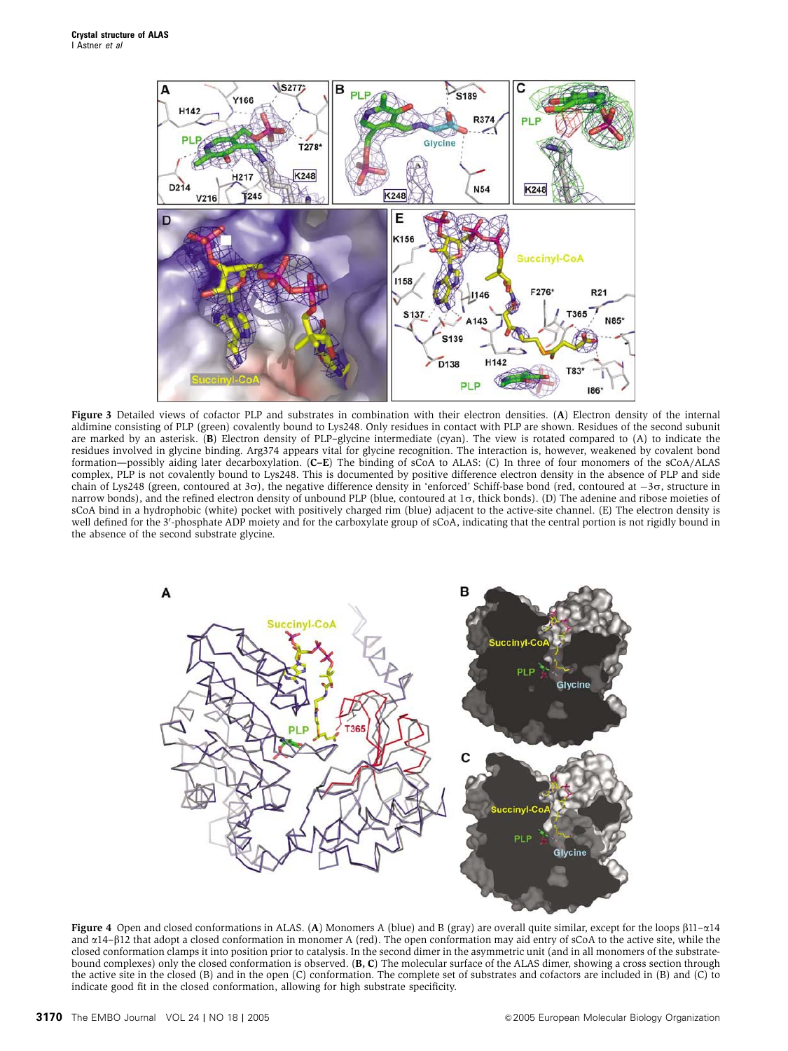**Figure 3** Detailed views of cofactor PLP and substrates in combination with their electron densities. (**A**) Electron density of the internal aldimine consisting of PLP (green) covalently bound to Lys248. Only residues in contact with PLP are shown. Residues of the second subunit are marked by an asterisk. (**B**) Electron density of PLP–glycine intermediate (cyan). The view is rotated compared to (A) to indicate the residues involved in glycine binding. Arg374 appears vital for glycine recognition. The interaction is, however, weakened by covalent bond formation—possibly aiding later decarboxylation. (**C–E**) The binding of sCoA to ALAS: (C) In three of four monomers of the sCoA/ALAS complex, PLP is not covalently bound to Lys248. This is documented by positive difference electron density in the absence of PLP and side chain of Lys248 (green, contoured at 3σ), the negative difference density in 'enforced' Schiff-base bond (red, contoured at −3σ, structure in narrow bonds), and the refined electron density of unbound PLP (blue, contoured at 1σ, thick bonds). (D) The adenine and ribose moieties of sCoA bind in a hydrophobic (white) pocket with positively charged rim (blue) adjacent to the active-site channel. (E) The electron density is well defined for the 3′-phosphate ADP moiety and for the carboxylate group of sCoA, indicating that the central portion is not rigidly bound in the absence of the second substrate glycine.

**Figure 4** Open and closed conformations in ALAS. (**A**) Monomers A (blue) and B (gray) are overall quite similar, except for the loops β11–α14 and α14–β12 that adopt a closed conformation in monomer A (red). The open conformation may aid entry of sCoA to the active site, while the closed conformation clamps it into position prior to catalysis. In the second dimer in the asymmetric unit (and in all monomers of the substrate-bound complexes) only the closed conformation is observed. (**B, C**) The molecular surface of the ALAS dimer, showing a cross section through the active site in the closed (B) and in the open (C) conformation. The complete set of substrates and cofactors are included in (B) and (C) to indicate good fit in the closed conformation, allowing for high substrate specificity.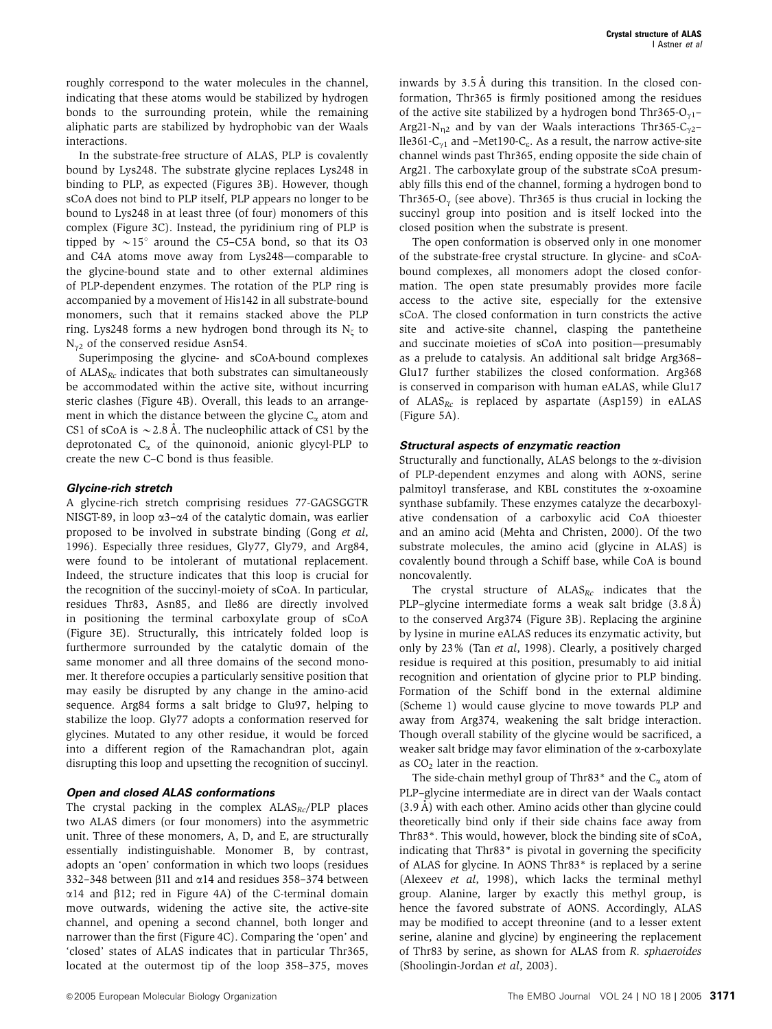roughly correspond to the water molecules in the channel, indicating that these atoms would be stabilized by hydrogen bonds to the surrounding protein, while the remaining aliphatic parts are stabilized by hydrophobic van der Waals interactions.

In the substrate-free structure of ALAS, PLP is covalently bound by Lys248. The substrate glycine replaces Lys248 in binding to PLP, as expected (Figures 3B). However, though sCoA does not bind to PLP itself, PLP appears no longer to be bound to Lys248 in at least three (of four) monomers of this complex (Figure 3C). Instead, the pyridinium ring of PLP is tipped by $\sim 15^{\circ}$ around the C5–C5A bond, so that its O3 and C4A atoms move away from Lys248—comparable to the glycine-bound state and to other external aldimines of PLP-dependent enzymes. The rotation of the PLP ring is accompanied by a movement of His142 in all substrate-bound monomers, such that it remains stacked above the PLP ring. Lys248 forms a new hydrogen bond through its $N_{\zeta}$ to $N_{\gamma 2}$ of the conserved residue Asn54.

Superimposing the glycine- and sCoA-bound complexes of $ALAS_{Rc}$ indicates that both substrates can simultaneously be accommodated within the active site, without incurring steric clashes (Figure 4B). Overall, this leads to an arrangement in which the distance between the glycine $C_{\alpha}$ atom and CS1 of sCoA is $\sim 2.8$ Å. The nucleophilic attack of CS1 by the deprotonated $C_{\alpha}$ of the quinonoid, anionic glycyl-PLP to create the new C–C bond is thus feasible.

### Glycine-rich stretch

A glycine-rich stretch comprising residues 77-GAGSGGTR NISGT-89, in loop α3–α4 of the catalytic domain, was earlier proposed to be involved in substrate binding (Gong *et al*, 1996). Especially three residues, Gly77, Gly79, and Arg84, were found to be intolerant of mutational replacement. Indeed, the structure indicates that this loop is crucial for the recognition of the succinyl-moiety of sCoA. In particular, residues Thr83, Asn85, and Ile86 are directly involved in positioning the terminal carboxylate group of sCoA (Figure 3E). Structurally, this intricately folded loop is furthermore surrounded by the catalytic domain of the same monomer and all three domains of the second monomer. It therefore occupies a particularly sensitive position that may easily be disrupted by any change in the amino-acid sequence. Arg84 forms a salt bridge to Glu97, helping to stabilize the loop. Gly77 adopts a conformation reserved for glycines. Mutated to any other residue, it would be forced into a different region of the Ramachandran plot, again disrupting this loop and upsetting the recognition of succinyl.

### Open and closed ALAS conformations

The crystal packing in the complex $ALAS_{Rc}$/PLP places two ALAS dimers (or four monomers) into the asymmetric unit. Three of these monomers, A, D, and E, are structurally essentially indistinguishable. Monomer B, by contrast, adopts an 'open' conformation in which two loops (residues 332–348 between β11 and α14 and residues 358–374 between α14 and β12; red in Figure 4A) of the C-terminal domain move outwards, widening the active site, the active-site channel, and opening a second channel, both longer and narrower than the first (Figure 4C). Comparing the 'open' and 'closed' states of ALAS indicates that in particular Thr365, located at the outermost tip of the loop 358–375, moves inwards by 3.5 Å during this transition. In the closed conformation, Thr365 is firmly positioned among the residues of the active site stabilized by a hydrogen bond Thr365-$O_{\gamma 1}$–Arg21-$N_{\eta 2}$ and by van der Waals interactions Thr365-$C_{\gamma 2}$–Ile361-$C_{\gamma 1}$ and –Met190-$C_{\varepsilon}$. As a result, the narrow active-site channel winds past Thr365, ending opposite the side chain of Arg21. The carboxylate group of the substrate sCoA presumably fills this end of the channel, forming a hydrogen bond to Thr365-$O_{\gamma}$ (see above). Thr365 is thus crucial in locking the succinyl group into position and is itself locked into the closed position when the substrate is present.

The open conformation is observed only in one monomer of the substrate-free crystal structure. In glycine- and sCoA-bound complexes, all monomers adopt the closed conformation. The open state presumably provides more facile access to the active site, especially for the extensive sCoA. The closed conformation in turn constricts the active site and active-site channel, clasping the pantetheine and succinate moieties of sCoA into position—presumably as a prelude to catalysis. An additional salt bridge Arg368–Glu17 further stabilizes the closed conformation. Arg368 is conserved in comparison with human eALAS, while Glu17 of $ALAS_{Rc}$ is replaced by aspartate (Asp159) in eALAS (Figure 5A).

### Structural aspects of enzymatic reaction

Structurally and functionally, ALAS belongs to the α-division of PLP-dependent enzymes and along with AONS, serine palmitoyl transferase, and KBL constitutes the α-oxoamine synthase subfamily. These enzymes catalyze the decarboxylative condensation of a carboxylic acid CoA thioester and an amino acid (Mehta and Christen, 2000). Of the two substrate molecules, the amino acid (glycine in ALAS) is covalently bound through a Schiff base, while CoA is bound noncovalently.

The crystal structure of $ALAS_{Rc}$ indicates that the PLP–glycine intermediate forms a weak salt bridge (3.8 Å) to the conserved Arg374 (Figure 3B). Replacing the arginine by lysine in murine eALAS reduces its enzymatic activity, but only by 23% (Tan *et al*, 1998). Clearly, a positively charged residue is required at this position, presumably to aid initial recognition and orientation of glycine prior to PLP binding. Formation of the Schiff bond in the external aldimine (Scheme 1) would cause glycine to move towards PLP and away from Arg374, weakening the salt bridge interaction. Though overall stability of the glycine would be sacrificed, a weaker salt bridge may favor elimination of the α-carboxylate as $CO_2$ later in the reaction.

The side-chain methyl group of Thr83* and the $C_{\alpha}$ atom of PLP–glycine intermediate are in direct van der Waals contact (3.9 Å) with each other. Amino acids other than glycine could theoretically bind only if their side chains face away from Thr83*. This would, however, block the binding site of sCoA, indicating that Thr83* is pivotal in governing the specificity of ALAS for glycine. In AONS Thr83* is replaced by a serine (Alexeev *et al*, 1998), which lacks the terminal methyl group. Alanine, larger by exactly this methyl group, is hence the favored substrate of AONS. Accordingly, ALAS may be modified to accept threonine (and to a lesser extent serine, alanine and glycine) by engineering the replacement of Thr83 by serine, as shown for ALAS from *R. sphaeroides* (Shoolingin-Jordan *et al*, 2003).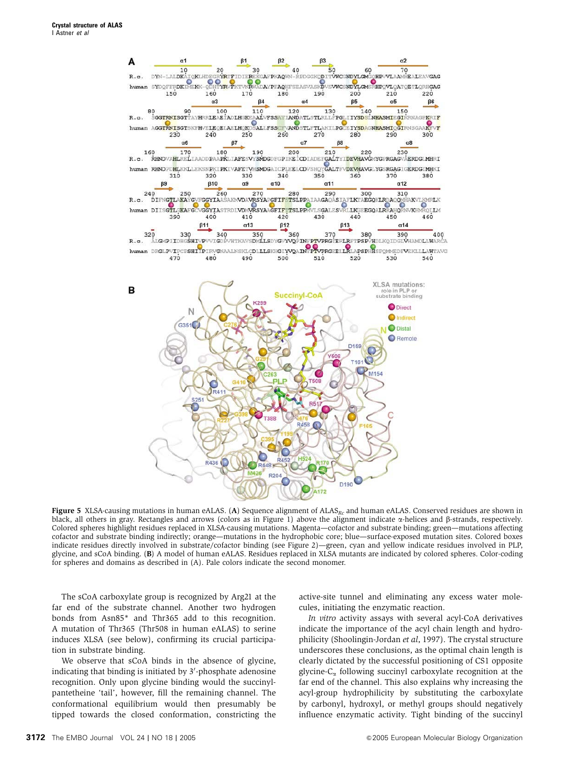**Figure 5** XLSA-causing mutations in human eALAS. (**A**) Sequence alignment of ALAS$_{Rc}$ and human eALAS. Conserved residues are shown in black, all others in gray. Rectangles and arrows (colors as in Figure 1) above the alignment indicate α-helices and β-strands, respectively. Colored spheres highlight residues replaced in XLSA-causing mutations. Magenta—cofactor and substrate binding; green—mutations affecting cofactor and substrate binding indirectly; orange—mutations in the hydrophobic core; blue—surface-exposed mutation sites. Colored boxes indicate residues directly involved in substrate/cofactor binding (see Figure 2)—green, cyan and yellow indicate residues involved in PLP, glycine, and sCoA binding. (**B**) A model of human eALAS. Residues replaced in XLSA mutants are indicated by colored spheres. Color-coding for spheres and domains as described in (A). Pale colors indicate the second monomer.

The sCoA carboxylate group is recognized by Arg21 at the far end of the substrate channel. Another two hydrogen bonds from Asn85* and Thr365 add to this recognition. A mutation of Thr365 (Thr508 in human eALAS) to serine induces XLSA (see below), confirming its crucial participation in substrate binding.

We observe that sCoA binds in the absence of glycine, indicating that binding is initiated by 3′-phosphate adenosine recognition. Only upon glycine binding would the succinyl-pantetheine 'tail', however, fill the remaining channel. The conformational equilibrium would then presumably be tipped towards the closed conformation, constricting the active-site tunnel and eliminating any excess water molecules, initiating the enzymatic reaction.

*In vitro* activity assays with several acyl-CoA derivatives indicate the importance of the acyl chain length and hydrophilicity (Shoolingin-Jordan *et al*, 1997). The crystal structure underscores these conclusions, as the optimal chain length is clearly dictated by the successful positioning of CS1 opposite glycine-$C_\alpha$ following succinyl carboxylate recognition at the far end of the channel. This also explains why increasing the acyl-group hydrophilicity by substituting the carboxylate by carbonyl, hydroxyl, or methyl groups should negatively influence enzymatic activity. Tight binding of the succinyl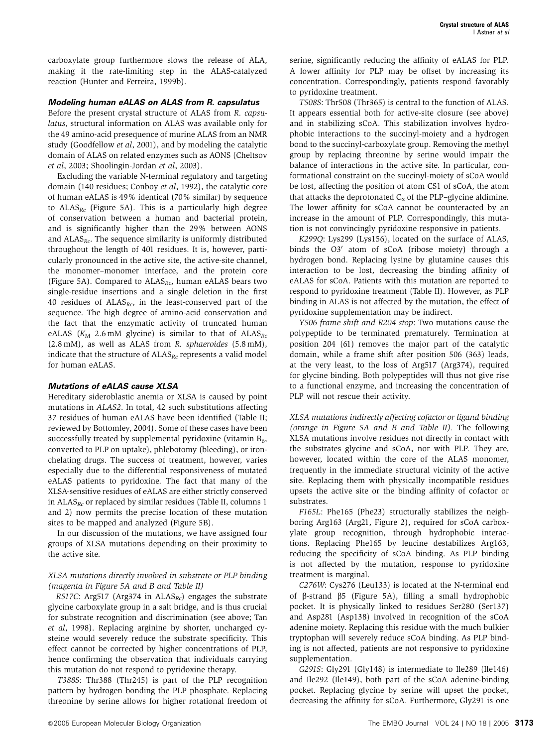carboxylate group furthermore slows the release of ALA, making it the rate-limiting step in the ALAS-catalyzed reaction (Hunter and Ferreira, 1999b).

### *Modeling human eALAS on ALAS from R. capsulatus*

Before the present crystal structure of ALAS from *R. capsulatus*, structural information on ALAS was available only for the 49 amino-acid presequence of murine ALAS from an NMR study (Goodfellow *et al*, 2001), and by modeling the catalytic domain of ALAS on related enzymes such as AONS (Cheltsov *et al*, 2003; Shoolingin-Jordan *et al*, 2003).

Excluding the variable N-terminal regulatory and targeting domain (140 residues; Conboy *et al*, 1992), the catalytic core of human eALAS is 49% identical (70% similar) by sequence to $ALAS_{Rc}$ (Figure 5A). This is a particularly high degree of conservation between a human and bacterial protein, and is significantly higher than the 29% between AONS and $ALAS_{Rc}$. The sequence similarity is uniformly distributed throughout the length of 401 residues. It is, however, particularly pronounced in the active site, the active-site channel, the monomer–monomer interface, and the protein core (Figure 5A). Compared to $ALAS_{Rc}$, human eALAS bears two single-residue insertions and a single deletion in the first 40 residues of $ALAS_{Rc}$, in the least-conserved part of the sequence. The high degree of amino-acid conservation and the fact that the enzymatic activity of truncated human eALAS ($K_M$ 2.6 mM glycine) is similar to that of $ALAS_{Rc}$ (2.8 mM), as well as ALAS from *R. sphaeroides* (5.8 mM), indicate that the structure of $ALAS_{Rc}$ represents a valid model for human eALAS.

### *Mutations of eALAS cause XLSA*

Hereditary sideroblastic anemia or XLSA is caused by point mutations in *ALAS2*. In total, 42 such substitutions affecting 37 residues of human eALAS have been identified (Table II; reviewed by Bottomley, 2004). Some of these cases have been successfully treated by supplemental pyridoxine (vitamin $B_6$, converted to PLP on uptake), phlebotomy (bleeding), or iron-chelating drugs. The success of treatment, however, varies especially due to the differential responsiveness of mutated eALAS patients to pyridoxine. The fact that many of the XLSA-sensitive residues of eALAS are either strictly conserved in $ALAS_{Rc}$ or replaced by similar residues (Table II, columns 1 and 2) now permits the precise location of these mutation sites to be mapped and analyzed (Figure 5B).

In our discussion of the mutations, we have assigned four groups of XLSA mutations depending on their proximity to the active site.

*XLSA mutations directly involved in substrate or PLP binding (magenta in Figure 5A and B and Table II)*

*R517C*: Arg517 (Arg374 in $ALAS_{Rc}$) engages the substrate glycine carboxylate group in a salt bridge, and is thus crucial for substrate recognition and discrimination (see above; Tan *et al*, 1998). Replacing arginine by shorter, uncharged cysteine would severely reduce the substrate specificity. This effect cannot be corrected by higher concentrations of PLP, hence confirming the observation that individuals carrying this mutation do not respond to pyridoxine therapy.

*T388S*: Thr388 (Thr245) is part of the PLP recognition pattern by hydrogen bonding the PLP phosphate. Replacing threonine by serine allows for higher rotational freedom of serine, significantly reducing the affinity of eALAS for PLP. A lower affinity for PLP may be offset by increasing its concentration. Correspondingly, patients respond favorably to pyridoxine treatment.

*T508S*: Thr508 (Thr365) is central to the function of ALAS. It appears essential both for active-site closure (see above) and in stabilizing sCoA. This stabilization involves hydrophobic interactions to the succinyl-moiety and a hydrogen bond to the succinyl-carboxylate group. Removing the methyl group by replacing threonine by serine would impair the balance of interactions in the active site. In particular, conformational constraint on the succinyl-moiety of sCoA would be lost, affecting the position of atom CS1 of sCoA, the atom that attacks the deprotonated $C_\alpha$ of the PLP–glycine aldimine. The lower affinity for sCoA cannot be counteracted by an increase in the amount of PLP. Correspondingly, this mutation is not convincingly pyridoxine responsive in patients.

*K299Q*: Lys299 (Lys156), located on the surface of ALAS, binds the O3′ atom of sCoA (ribose moiety) through a hydrogen bond. Replacing lysine by glutamine causes this interaction to be lost, decreasing the binding affinity of eALAS for sCoA. Patients with this mutation are reported to respond to pyridoxine treatment (Table II). However, as PLP binding in ALAS is not affected by the mutation, the effect of pyridoxine supplementation may be indirect.

*Y506 frame shift and R204 stop*: Two mutations cause the polypeptide to be terminated prematurely. Termination at position 204 (61) removes the major part of the catalytic domain, while a frame shift after position 506 (363) leads, at the very least, to the loss of Arg517 (Arg374), required for glycine binding. Both polypeptides will thus not give rise to a functional enzyme, and increasing the concentration of PLP will not rescue their activity.

*XLSA mutations indirectly affecting cofactor or ligand binding (orange in Figure 5A and B and Table II).* The following XLSA mutations involve residues not directly in contact with the substrates glycine and sCoA, nor with PLP. They are, however, located within the core of the ALAS monomer, frequently in the immediate structural vicinity of the active site. Replacing them with physically incompatible residues upsets the active site or the binding affinity of cofactor or substrates.

*F165L*: Phe165 (Phe23) structurally stabilizes the neighboring Arg163 (Arg21, Figure 2), required for sCoA carboxylate group recognition, through hydrophobic interactions. Replacing Phe165 by leucine destabilizes Arg163, reducing the specificity of sCoA binding. As PLP binding is not affected by the mutation, response to pyridoxine treatment is marginal.

*C276W*: Cys276 (Leu133) is located at the N-terminal end of β-strand β5 (Figure 5A), filling a small hydrophobic pocket. It is physically linked to residues Ser280 (Ser137) and Asp281 (Asp138) involved in recognition of the sCoA adenine moiety. Replacing this residue with the much bulkier tryptophan will severely reduce sCoA binding. As PLP binding is not affected, patients are not responsive to pyridoxine supplementation.

*G291S*: Gly291 (Gly148) is intermediate to Ile289 (Ile146) and Ile292 (Ile149), both part of the sCoA adenine-binding pocket. Replacing glycine by serine will upset the pocket, decreasing the affinity for sCoA. Furthermore, Gly291 is one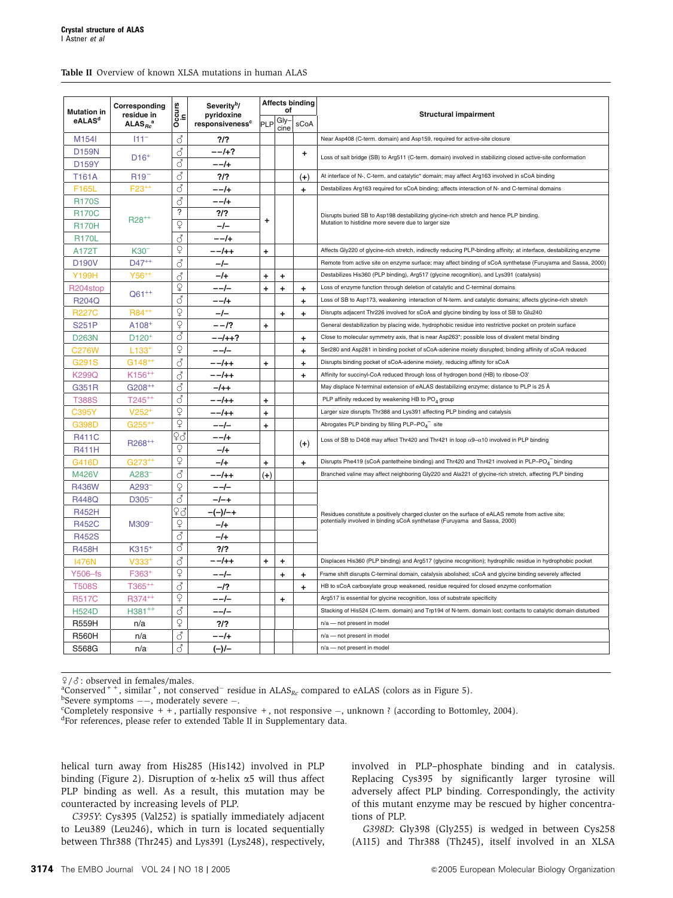**Table II** Overview of known XLSA mutations in human ALAS

| Mutation in eALAS[d] | Corresponding residue in $ALAS_{Rc}$[a] | Occurs in | Severity[b]/ pyridoxine responsiveness[c] | Affects binding of: PLP | Gly-cine | sCoA | Structural impairment |
|---|---|---|---|---|---|---|---|
| M154I | I11⁻ | ♂ | ?/? | | | | Near Asp408 (C-term. domain) and Asp159, required for active-site closure |
| D159N | D16⁺ | ♂ | −−/+? | | | + | Loss of salt bridge (SB) to Arg511 (C-term. domain) involved in stabilizing closed active-site conformation |
| D159Y | | ♂ | −−/+ | | | | |
| T161A | R19⁻ | ♂ | ?/? | | | (+) | At interface of N-, C-term. and catalytic* domain; may affect Arg163 involved in sCoA binding |
| F165L | F23⁺⁺ | ♂ | −−/+ | | | + | Destabilizes Arg163 required for sCoA binding; affects interaction of N- and C-terminal domains |
| R170S | R28⁺⁺ | ♂ | −−/+ | + | | | Disrupts buried SB to Asp198 destabilizing glycine-rich stretch and hence PLP binding. Mutation to histidine more severe due to larger size |
| R170C | | ? | ?/? | | | | |
| R170H | | ♀ | −/− | | | | |
| R170L | | ♂ | −−/+ | | | | |
| A172T | K30⁻ | ♀ | −−/++ | + | | | Affects Gly220 of glycine-rich stretch, indirectly reducing PLP-binding affinity; at interface, destabilizing enzyme |
| D190V | D47⁺⁺ | ♂ | −/− | | | | Remote from active site on enzyme surface; may affect binding of sCoA synthetase (Furuyama and Sassa, 2000) |
| Y199H | Y56⁺⁺ | ♂ | −/+ | + | + | | Destabilizes His360 (PLP binding), Arg517 (glycine recognition), and Lys391 (catalysis) |
| R204stop | Q61⁺⁺ | ♀ | −−/− | + | + | + | Loss of enzyme function through deletion of catalytic and C-terminal domains |
| R204Q | | ♂ | −−/+ | | | + | Loss of SB to Asp173, weakening interaction of N-term. and catalytic domains; affects glycine-rich stretch |
| R227C | R84⁺⁺ | ♀ | −/− | | + | + | Disrupts adjacent Thr226 involved for sCoA and glycine binding by loss of SB to Glu240 |
| S251P | A108⁺ | ♀ | −−/? | + | | | General destabilization by placing wide, hydrophobic residue into restrictive pocket on protein surface |
| D263N | D120⁺ | ♂ | −−/++? | | | + | Close to molecular symmetry axis, that is near Asp263*; possible loss of divalent metal binding |
| C276W | L133⁺ | ♀ | −−/− | | | + | Ser280 and Asp281 in binding pocket of sCoA-adenine moiety disrupted; binding affinity of sCoA reduced |
| G291S | G148⁺⁺ | ♂ | −−/++ | + | | + | Disrupts binding pocket of sCoA-adenine moiety, reducing affinity for sCoA |
| K299Q | K156⁺⁺ | ♂ | −−/++ | | | + | Affinity for succinyl-CoA reduced through loss of hydrogen bond (HB) to ribose-O3′ |
| G351R | G208⁺⁺ | ♂ | −/++ | | | | May displace N-terminal extension of eALAS destabilizing enzyme; distance to PLP is 25 Å |
| T388S | T245⁺⁺ | ♂ | −−/++ | + | | | PLP affinity reduced by weakening HB to $PO_4$ group |
| C395Y | V252⁺ | ♀ | −−/++ | + | | | Larger size disrupts Thr388 and Lys391 affecting PLP binding and catalysis |
| G398D | G255⁺⁺ | ♀ | −−/− | + | | | Abrogates PLP binding by filling $PLP–PO_4^-$ site |
| R411C | R268⁺⁺ | ♀♂ | −−/+ | | | (+) | Loss of SB to D408 may affect Thr420 and Thr421 in loop α9–α10 involved in PLP binding |
| R411H | | ♀ | −/+ | | | | |
| G416D | G273⁺⁺ | ♀ | −/+ | + | | + | Disrupts Phe419 (sCoA pantetheine binding) and Thr420 and Thr421 involved in $PLP–PO_4^-$ binding |
| M426V | A283⁻ | ♂ | −−/++ | (+) | | | Branched valine may affect neighboring Gly220 and Ala221 of glycine-rich stretch, affecting PLP binding |
| R436W | A293⁻ | ♀ | −−/− | | | | Residues constitute a positively charged cluster on the surface of eALAS remote from active site; potentially involved in binding sCoA synthetase (Furuyama and Sassa, 2000) |
| R448Q | D305⁻ | ♂ | −/−+ | | | | |
| R452H | M309⁻ | ♀♂ | −(−)/−+ | | | | |
| R452C | | ♀ | −/+ | | | | |
| R452S | | ♂ | −/+ | | | | |
| R458H | K315⁺ | ♂ | ?/? | | | | |
| I476N | V333⁺ | ♂ | −−/++ | + | + | | Displaces His360 (PLP binding) and Arg517 (glycine recognition); hydrophilic residue in hydrophobic pocket |
| Y506–fs | F363⁺ | ♀ | −−/− | | + | + | Frame shift disrupts C-terminal domain, catalysis abolished; sCoA and glycine binding severely affected |
| T508S | T365⁺⁺ | ♂ | −/? | | | + | HB to sCoA carboxylate group weakened, residue required for closed enzyme conformation |
| R517C | R374⁺⁺ | ♀ | −−/− | | + | | Arg517 is essential for glycine recognition, loss of substrate specificity |
| H524D | H381⁺⁺ | ♂ | −−/− | | | | Stacking of His524 (C-term. domain) and Trp194 of N-term. domain lost; contacts to catalytic domain disturbed |
| R559H | n/a | ♀ | ?/? | | | | n/a — not present in model |
| R560H | n/a | ♂ | −−/+ | | | | n/a — not present in model |
| S568G | n/a | ♂ | (−)/− | | | | n/a — not present in model |

♀/♂: observed in females/males.
[a]Conserved⁺⁺, similar⁺, not conserved⁻ residue in $ALAS_{Rc}$ compared to eALAS (colors as in Figure 5).
[b]Severe symptoms −−, moderately severe −.
[c]Completely responsive ++, partially responsive +, not responsive −, unknown ? (according to Bottomley, 2004).
[d]For references, please refer to extended Table II in Supplementary data.

helical turn away from His285 (His142) involved in PLP binding (Figure 2). Disruption of α-helix α5 will thus affect PLP binding as well. As a result, this mutation may be counteracted by increasing levels of PLP.

*C395Y*: Cys395 (Val252) is spatially immediately adjacent to Leu389 (Leu246), which in turn is located sequentially between Thr388 (Thr245) and Lys391 (Lys248), respectively, involved in PLP–phosphate binding and in catalysis. Replacing Cys395 by significantly larger tyrosine will adversely affect PLP binding. Correspondingly, the activity of this mutant enzyme may be rescued by higher concentrations of PLP.

*G398D*: Gly398 (Gly255) is wedged in between Cys258 (A115) and Thr388 (Th245), itself involved in an XLSA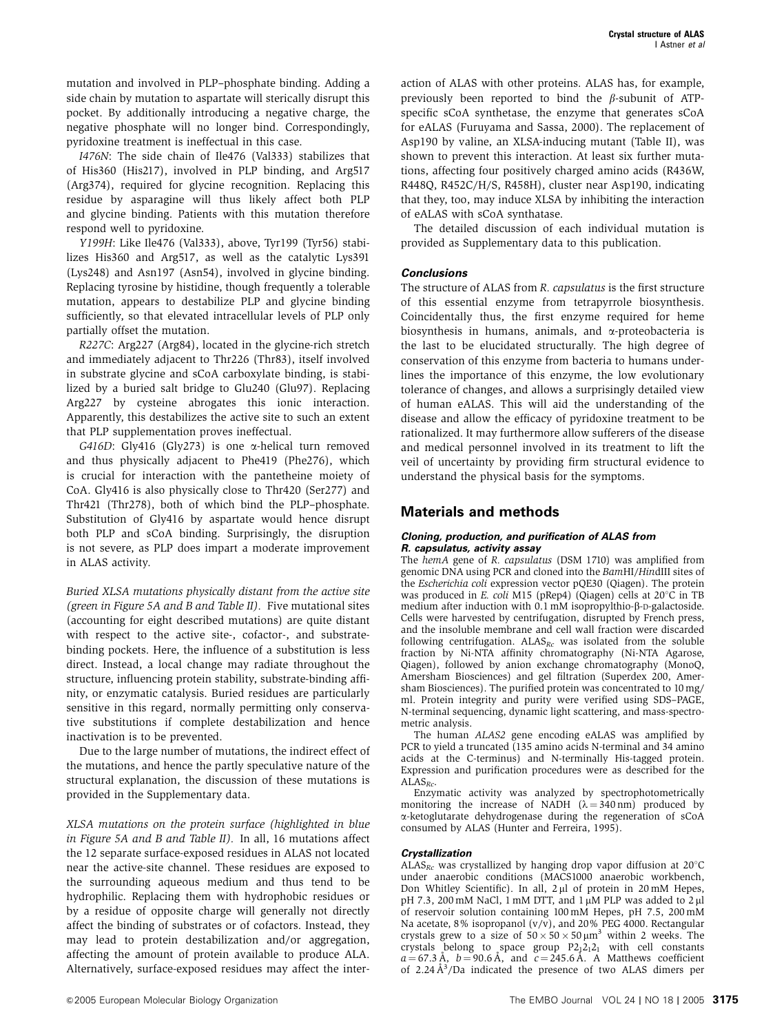mutation and involved in PLP–phosphate binding. Adding a side chain by mutation to aspartate will sterically disrupt this pocket. By additionally introducing a negative charge, the negative phosphate will no longer bind. Correspondingly, pyridoxine treatment is ineffectual in this case.

*I476N*: The side chain of Ile476 (Val333) stabilizes that of His360 (His217), involved in PLP binding, and Arg517 (Arg374), required for glycine recognition. Replacing this residue by asparagine will thus likely affect both PLP and glycine binding. Patients with this mutation therefore respond well to pyridoxine.

*Y199H*: Like Ile476 (Val333), above, Tyr199 (Tyr56) stabilizes His360 and Arg517, as well as the catalytic Lys391 (Lys248) and Asn197 (Asn54), involved in glycine binding. Replacing tyrosine by histidine, though frequently a tolerable mutation, appears to destabilize PLP and glycine binding sufficiently, so that elevated intracellular levels of PLP only partially offset the mutation.

*R227C*: Arg227 (Arg84), located in the glycine-rich stretch and immediately adjacent to Thr226 (Thr83), itself involved in substrate glycine and sCoA carboxylate binding, is stabilized by a buried salt bridge to Glu240 (Glu97). Replacing Arg227 by cysteine abrogates this ionic interaction. Apparently, this destabilizes the active site to such an extent that PLP supplementation proves ineffectual.

*G416D*: Gly416 (Gly273) is one α-helical turn removed and thus physically adjacent to Phe419 (Phe276), which is crucial for interaction with the pantetheine moiety of CoA. Gly416 is also physically close to Thr420 (Ser277) and Thr421 (Thr278), both of which bind the PLP–phosphate. Substitution of Gly416 by aspartate would hence disrupt both PLP and sCoA binding. Surprisingly, the disruption is not severe, as PLP does impart a moderate improvement in ALAS activity.

*Buried XLSA mutations physically distant from the active site (green in Figure 5A and B and Table II).* Five mutational sites (accounting for eight described mutations) are quite distant with respect to the active site-, cofactor-, and substrate-binding pockets. Here, the influence of a substitution is less direct. Instead, a local change may radiate throughout the structure, influencing protein stability, substrate-binding affinity, or enzymatic catalysis. Buried residues are particularly sensitive in this regard, normally permitting only conservative substitutions if complete destabilization and hence inactivation is to be prevented.

Due to the large number of mutations, the indirect effect of the mutations, and hence the partly speculative nature of the structural explanation, the discussion of these mutations is provided in the Supplementary data.

*XLSA mutations on the protein surface (highlighted in blue in Figure 5A and B and Table II).* In all, 16 mutations affect the 12 separate surface-exposed residues in ALAS not located near the active-site channel. These residues are exposed to the surrounding aqueous medium and thus tend to be hydrophilic. Replacing them with hydrophobic residues or by a residue of opposite charge will generally not directly affect the binding of substrates or of cofactors. Instead, they may lead to protein destabilization and/or aggregation, affecting the amount of protein available to produce ALA. Alternatively, surface-exposed residues may affect the interaction of ALAS with other proteins. ALAS has, for example, previously been reported to bind the β-subunit of ATP-specific sCoA synthetase, the enzyme that generates sCoA for eALAS (Furuyama and Sassa, 2000). The replacement of Asp190 by valine, an XLSA-inducing mutant (Table II), was shown to prevent this interaction. At least six further mutations, affecting four positively charged amino acids (R436W, R448Q, R452C/H/S, R458H), cluster near Asp190, indicating that they, too, may induce XLSA by inhibiting the interaction of eALAS with sCoA synthatase.

The detailed discussion of each individual mutation is provided as Supplementary data to this publication.

### Conclusions

The structure of ALAS from *R. capsulatus* is the first structure of this essential enzyme from tetrapyrrole biosynthesis. Coincidentally thus, the first enzyme required for heme biosynthesis in humans, animals, and α-proteobacteria is the last to be elucidated structurally. The high degree of conservation of this enzyme from bacteria to humans underlines the importance of this enzyme, the low evolutionary tolerance of changes, and allows a surprisingly detailed view of human eALAS. This will aid the understanding of the disease and allow the efficacy of pyridoxine treatment to be rationalized. It may furthermore allow sufferers of the disease and medical personnel involved in its treatment to lift the veil of uncertainty by providing firm structural evidence to understand the physical basis for the symptoms.

## Materials and methods

### Cloning, production, and purification of ALAS from R. capsulatus, activity assay

The *hemA* gene of *R. capsulatus* (DSM 1710) was amplified from genomic DNA using PCR and cloned into the *Bam*HI/*Hin*dIII sites of the *Escherichia coli* expression vector pQE30 (Qiagen). The protein was produced in *E. coli* M15 (pRep4) (Qiagen) cells at 20°C in TB medium after induction with 0.1 mM isopropylthio-β-D-galactoside. Cells were harvested by centrifugation, disrupted by French press, and the insoluble membrane and cell wall fraction were discarded following centrifugation. $ALAS_{Rc}$ was isolated from the soluble fraction by Ni-NTA affinity chromatography (Ni-NTA Agarose, Qiagen), followed by anion exchange chromatography (MonoQ, Amersham Biosciences) and gel filtration (Superdex 200, Amersham Biosciences). The purified protein was concentrated to 10 mg/ml. Protein integrity and purity were verified using SDS–PAGE, N-terminal sequencing, dynamic light scattering, and mass-spectrometric analysis.

The human *ALAS2* gene encoding eALAS was amplified by PCR to yield a truncated (135 amino acids N-terminal and 34 amino acids at the C-terminus) and N-terminally His-tagged protein. Expression and purification procedures were as described for the $ALAS_{Rc}$.

Enzymatic activity was analyzed by spectrophotometrically monitoring the increase of NADH ($\lambda = 340$ nm) produced by α-ketoglutarate dehydrogenase during the regeneration of sCoA consumed by ALAS (Hunter and Ferreira, 1995).

### Crystallization

$ALAS_{Rc}$ was crystallized by hanging drop vapor diffusion at 20°C under anaerobic conditions (MACS1000 anaerobic workbench, Don Whitley Scientific). In all, 2 μl of protein in 20 mM Hepes, pH 7.3, 200 mM NaCl, 1 mM DTT, and 1 μM PLP was added to 2 μl of reservoir solution containing 100 mM Hepes, pH 7.5, 200 mM Na acetate, 8% isopropanol (v/v), and 20% PEG 4000. Rectangular crystals grew to a size of $50 \times 50 \times 50\,\mu m^3$ within 2 weeks. The crystals belong to space group $P2_12_12_1$ with cell constants $a = 67.3$ Å, $b = 90.6$ Å, and $c = 245.6$ Å. A Matthews coefficient of 2.24 Å$^3$/Da indicated the presence of two ALAS dimers per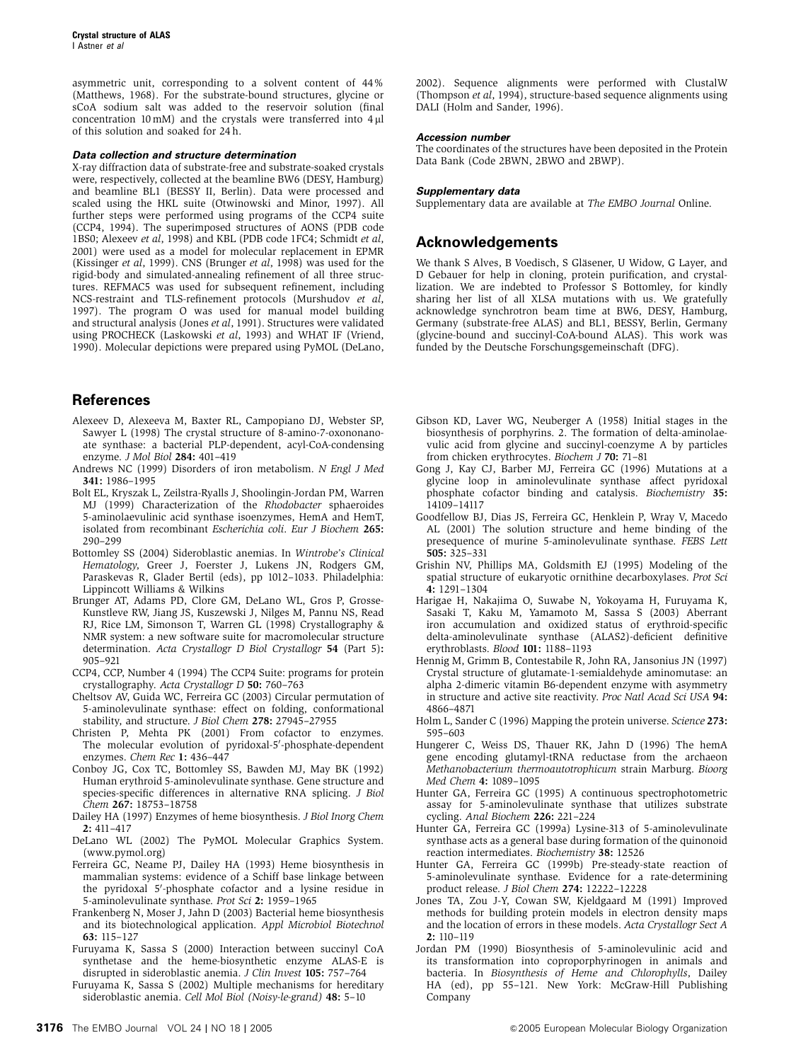asymmetric unit, corresponding to a solvent content of 44% (Matthews, 1968). For the substrate-bound structures, glycine or sCoA sodium salt was added to the reservoir solution (final concentration 10 mM) and the crystals were transferred into 4 μl of this solution and soaked for 24 h.

#### *Data collection and structure determination*

X-ray diffraction data of substrate-free and substrate-soaked crystals were, respectively, collected at the beamline BW6 (DESY, Hamburg) and beamline BL1 (BESSY II, Berlin). Data were processed and scaled using the HKL suite (Otwinowski and Minor, 1997). All further steps were performed using programs of the CCP4 suite (CCP4, 1994). The superimposed structures of AONS (PDB code 1BS0; Alexeev *et al*, 1998) and KBL (PDB code 1FC4; Schmidt *et al*, 2001) were used as a model for molecular replacement in EPMR (Kissinger *et al*, 1999). CNS (Brunger *et al*, 1998) was used for the rigid-body and simulated-annealing refinement of all three structures. REFMAC5 was used for subsequent refinement, including NCS-restraint and TLS-refinement protocols (Murshudov *et al*, 1997). The program O was used for manual model building and structural analysis (Jones *et al*, 1991). Structures were validated using PROCHECK (Laskowski *et al*, 1993) and WHAT IF (Vriend, 1990). Molecular depictions were prepared using PyMOL (DeLano, 2002). Sequence alignments were performed with ClustalW (Thompson *et al*, 1994), structure-based sequence alignments using DALI (Holm and Sander, 1996).

#### *Accession number*

The coordinates of the structures have been deposited in the Protein Data Bank (Code 2BWN, 2BWO and 2BWP).

#### *Supplementary data*

Supplementary data are available at *The EMBO Journal* Online.

## Acknowledgements

We thank S Alves, B Voedisch, S Gläsener, U Widow, G Layer, and D Gebauer for help in cloning, protein purification, and crystallization. We are indebted to Professor S Bottomley, for kindly sharing her list of all XLSA mutations with us. We gratefully acknowledge synchrotron beam time at BW6, DESY, Hamburg, Germany (substrate-free ALAS) and BL1, BESSY, Berlin, Germany (glycine-bound and succinyl-CoA-bound ALAS). This work was funded by the Deutsche Forschungsgemeinschaft (DFG).

## References

Alexeev D, Alexeeva M, Baxter RL, Campopiano DJ, Webster SP, Sawyer L (1998) The crystal structure of 8-amino-7-oxononanoate synthase: a bacterial PLP-dependent, acyl-CoA-condensing enzyme. *J Mol Biol* **284:** 401–419

Andrews NC (1999) Disorders of iron metabolism. *N Engl J Med* **341:** 1986–1995

Bolt EL, Kryszak L, Zeilstra-Ryalls J, Shoolingin-Jordan PM, Warren MJ (1999) Characterization of the *Rhodobacter* sphaeroides 5-aminolaevulinic acid synthase isoenzymes, HemA and HemT, isolated from recombinant *Escherichia coli*. *Eur J Biochem* **265:** 290–299

Bottomley SS (2004) Sideroblastic anemias. In *Wintrobe's Clinical Hematology*, Greer J, Foerster J, Lukens JN, Rodgers GM, Paraskevas R, Glader Bertil (eds), pp 1012–1033. Philadelphia: Lippincott Williams & Wilkins

Brunger AT, Adams PD, Clore GM, DeLano WL, Gros P, Grosse-Kunstleve RW, Jiang JS, Kuszewski J, Nilges M, Pannu NS, Read RJ, Rice LM, Simonson T, Warren GL (1998) Crystallography & NMR system: a new software suite for macromolecular structure determination. *Acta Crystallogr D Biol Crystallogr* **54** (Part 5)**:** 905–921

CCP4, CCP, Number 4 (1994) The CCP4 Suite: programs for protein crystallography. *Acta Crystallogr D* **50:** 760–763

Cheltsov AV, Guida WC, Ferreira GC (2003) Circular permutation of 5-aminolevulinate synthase: effect on folding, conformational stability, and structure. *J Biol Chem* **278:** 27945–27955

Christen P, Mehta PK (2001) From cofactor to enzymes. The molecular evolution of pyridoxal-5′-phosphate-dependent enzymes. *Chem Rec* **1:** 436–447

Conboy JG, Cox TC, Bottomley SS, Bawden MJ, May BK (1992) Human erythroid 5-aminolevulinate synthase. Gene structure and species-specific differences in alternative RNA splicing. *J Biol Chem* **267:** 18753–18758

Dailey HA (1997) Enzymes of heme biosynthesis. *J Biol Inorg Chem* **2:** 411–417

DeLano WL (2002) The PyMOL Molecular Graphics System. (www.pymol.org)

Ferreira GC, Neame PJ, Dailey HA (1993) Heme biosynthesis in mammalian systems: evidence of a Schiff base linkage between the pyridoxal 5′-phosphate cofactor and a lysine residue in 5-aminolevulinate synthase. *Prot Sci* **2:** 1959–1965

Frankenberg N, Moser J, Jahn D (2003) Bacterial heme biosynthesis and its biotechnological application. *Appl Microbiol Biotechnol* **63:** 115–127

Furuyama K, Sassa S (2000) Interaction between succinyl CoA synthetase and the heme-biosynthetic enzyme ALAS-E is disrupted in sideroblastic anemia. *J Clin Invest* **105:** 757–764

Furuyama K, Sassa S (2002) Multiple mechanisms for hereditary sideroblastic anemia. *Cell Mol Biol (Noisy-le-grand)* **48:** 5–10

Gibson KD, Laver WG, Neuberger A (1958) Initial stages in the biosynthesis of porphyrins. 2. The formation of delta-aminolaevulic acid from glycine and succinyl-coenzyme A by particles from chicken erythrocytes. *Biochem J* **70:** 71–81

Gong J, Kay CJ, Barber MJ, Ferreira GC (1996) Mutations at a glycine loop in aminolevulinate synthase affect pyridoxal phosphate cofactor binding and catalysis. *Biochemistry* **35:** 14109–14117

Goodfellow BJ, Dias JS, Ferreira GC, Henklein P, Wray V, Macedo AL (2001) The solution structure and heme binding of the presequence of murine 5-aminolevulinate synthase. *FEBS Lett* **505:** 325–331

Grishin NV, Phillips MA, Goldsmith EJ (1995) Modeling of the spatial structure of eukaryotic ornithine decarboxylases. *Prot Sci* **4:** 1291–1304

Harigae H, Nakajima O, Suwabe N, Yokoyama H, Furuyama K, Sasaki T, Kaku M, Yamamoto M, Sassa S (2003) Aberrant iron accumulation and oxidized status of erythroid-specific delta-aminolevulinate synthase (ALAS2)-deficient definitive erythroblasts. *Blood* **101:** 1188–1193

Hennig M, Grimm B, Contestabile R, John RA, Jansonius JN (1997) Crystal structure of glutamate-1-semialdehyde aminomutase: an alpha 2-dimeric vitamin B6-dependent enzyme with asymmetry in structure and active site reactivity. *Proc Natl Acad Sci USA* **94:** 4866–4871

Holm L, Sander C (1996) Mapping the protein universe. *Science* **273:** 595–603

Hungerer C, Weiss DS, Thauer RK, Jahn D (1996) The hemA gene encoding glutamyl-tRNA reductase from the archaeon *Methanobacterium thermoautotrophicum* strain Marburg. *Bioorg Med Chem* **4:** 1089–1095

Hunter GA, Ferreira GC (1995) A continuous spectrophotometric assay for 5-aminolevulinate synthase that utilizes substrate cycling. *Anal Biochem* **226:** 221–224

Hunter GA, Ferreira GC (1999a) Lysine-313 of 5-aminolevulinate synthase acts as a general base during formation of the quinonoid reaction intermediates. *Biochemistry* **38:** 12526

Hunter GA, Ferreira GC (1999b) Pre-steady-state reaction of 5-aminolevulinate synthase. Evidence for a rate-determining product release. *J Biol Chem* **274:** 12222–12228

Jones TA, Zou J-Y, Cowan SW, Kjeldgaard M (1991) Improved methods for building protein models in electron density maps and the location of errors in these models. *Acta Crystallogr Sect A* **2:** 110–119

Jordan PM (1990) Biosynthesis of 5-aminolevulinic acid and its transformation into coproporphyrinogen in animals and bacteria. In *Biosynthesis of Heme and Chlorophylls*, Dailey HA (ed), pp 55–121. New York: McGraw-Hill Publishing Company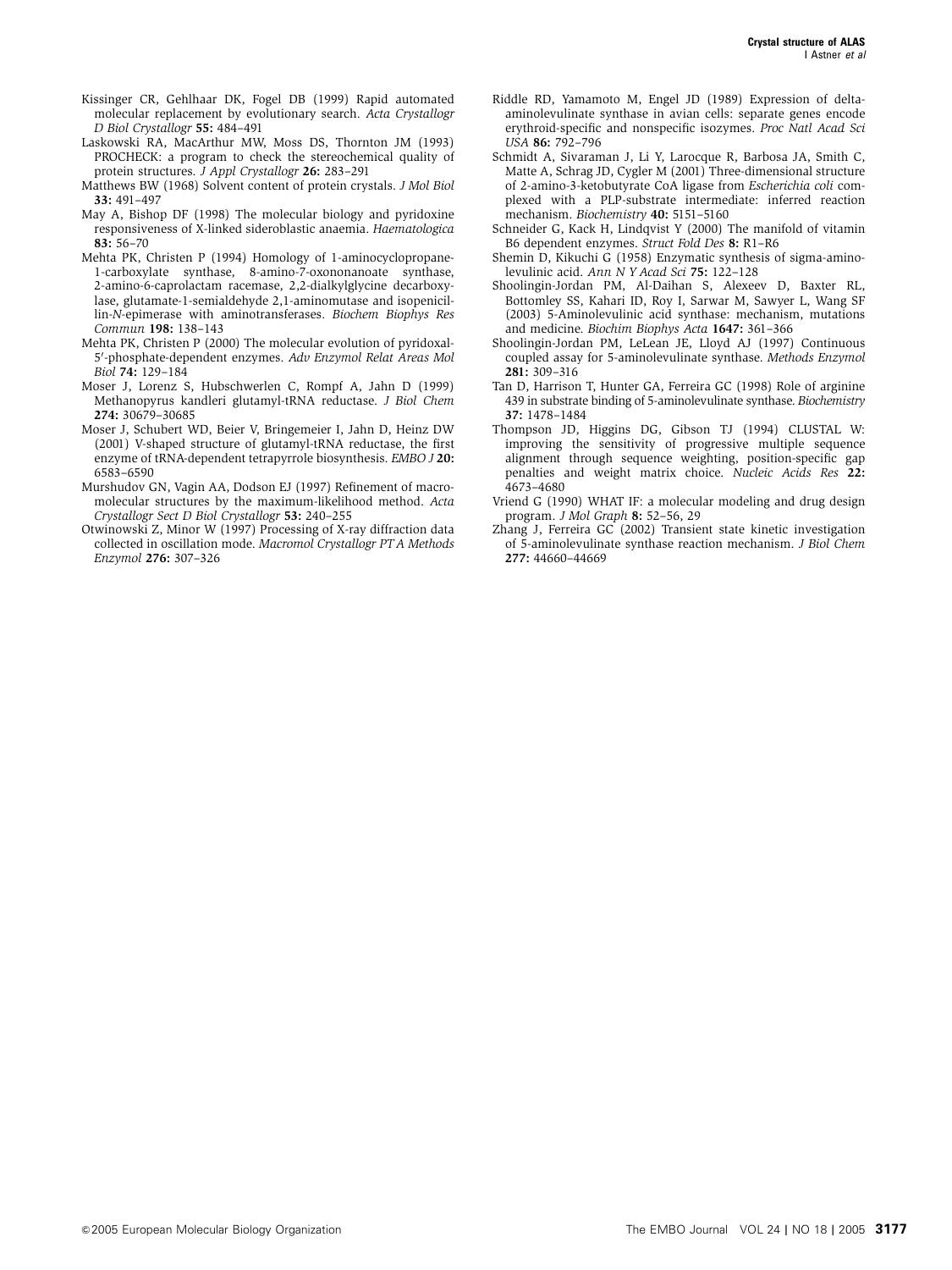Kissinger CR, Gehlhaar DK, Fogel DB (1999) Rapid automated molecular replacement by evolutionary search. *Acta Crystallogr D Biol Crystallogr* **55:** 484–491

Laskowski RA, MacArthur MW, Moss DS, Thornton JM (1993) PROCHECK: a program to check the stereochemical quality of protein structures. *J Appl Crystallogr* **26:** 283–291

Matthews BW (1968) Solvent content of protein crystals. *J Mol Biol* **33:** 491–497

May A, Bishop DF (1998) The molecular biology and pyridoxine responsiveness of X-linked sideroblastic anaemia. *Haematologica* **83:** 56–70

Mehta PK, Christen P (1994) Homology of 1-aminocyclopropane-1-carboxylate synthase, 8-amino-7-oxononanoate synthase, 2-amino-6-caprolactam racemase, 2,2-dialkylglycine decarboxylase, glutamate-1-semialdehyde 2,1-aminomutase and isopenicillin-*N*-epimerase with aminotransferases. *Biochem Biophys Res Commun* **198:** 138–143

Mehta PK, Christen P (2000) The molecular evolution of pyridoxal-5′-phosphate-dependent enzymes. *Adv Enzymol Relat Areas Mol Biol* **74:** 129–184

Moser J, Lorenz S, Hubschwerlen C, Rompf A, Jahn D (1999) Methanopyrus kandleri glutamyl-tRNA reductase. *J Biol Chem* **274:** 30679–30685

Moser J, Schubert WD, Beier V, Bringemeier I, Jahn D, Heinz DW (2001) V-shaped structure of glutamyl-tRNA reductase, the first enzyme of tRNA-dependent tetrapyrrole biosynthesis. *EMBO J* **20:** 6583–6590

Murshudov GN, Vagin AA, Dodson EJ (1997) Refinement of macromolecular structures by the maximum-likelihood method. *Acta Crystallogr Sect D Biol Crystallogr* **53:** 240–255

Otwinowski Z, Minor W (1997) Processing of X-ray diffraction data collected in oscillation mode. *Macromol Crystallogr PT A Methods Enzymol* **276:** 307–326

Riddle RD, Yamamoto M, Engel JD (1989) Expression of delta-aminolevulinate synthase in avian cells: separate genes encode erythroid-specific and nonspecific isozymes. *Proc Natl Acad Sci USA* **86:** 792–796

Schmidt A, Sivaraman J, Li Y, Larocque R, Barbosa JA, Smith C, Matte A, Schrag JD, Cygler M (2001) Three-dimensional structure of 2-amino-3-ketobutyrate CoA ligase from *Escherichia coli* complexed with a PLP-substrate intermediate: inferred reaction mechanism. *Biochemistry* **40:** 5151–5160

Schneider G, Kack H, Lindqvist Y (2000) The manifold of vitamin B6 dependent enzymes. *Struct Fold Des* **8:** R1–R6

Shemin D, Kikuchi G (1958) Enzymatic synthesis of sigma-aminolevulinic acid. *Ann N Y Acad Sci* **75:** 122–128

Shoolingin-Jordan PM, Al-Daihan S, Alexeev D, Baxter RL, Bottomley SS, Kahari ID, Roy I, Sarwar M, Sawyer L, Wang SF (2003) 5-Aminolevulinic acid synthase: mechanism, mutations and medicine. *Biochim Biophys Acta* **1647:** 361–366

Shoolingin-Jordan PM, LeLean JE, Lloyd AJ (1997) Continuous coupled assay for 5-aminolevulinate synthase. *Methods Enzymol* **281:** 309–316

Tan D, Harrison T, Hunter GA, Ferreira GC (1998) Role of arginine 439 in substrate binding of 5-aminolevulinate synthase. *Biochemistry* **37:** 1478–1484

Thompson JD, Higgins DG, Gibson TJ (1994) CLUSTAL W: improving the sensitivity of progressive multiple sequence alignment through sequence weighting, position-specific gap penalties and weight matrix choice. *Nucleic Acids Res* **22:** 4673–4680

Vriend G (1990) WHAT IF: a molecular modeling and drug design program. *J Mol Graph* **8:** 52–56, 29

Zhang J, Ferreira GC (2002) Transient state kinetic investigation of 5-aminolevulinate synthase reaction mechanism. *J Biol Chem* **277:** 44660–44669